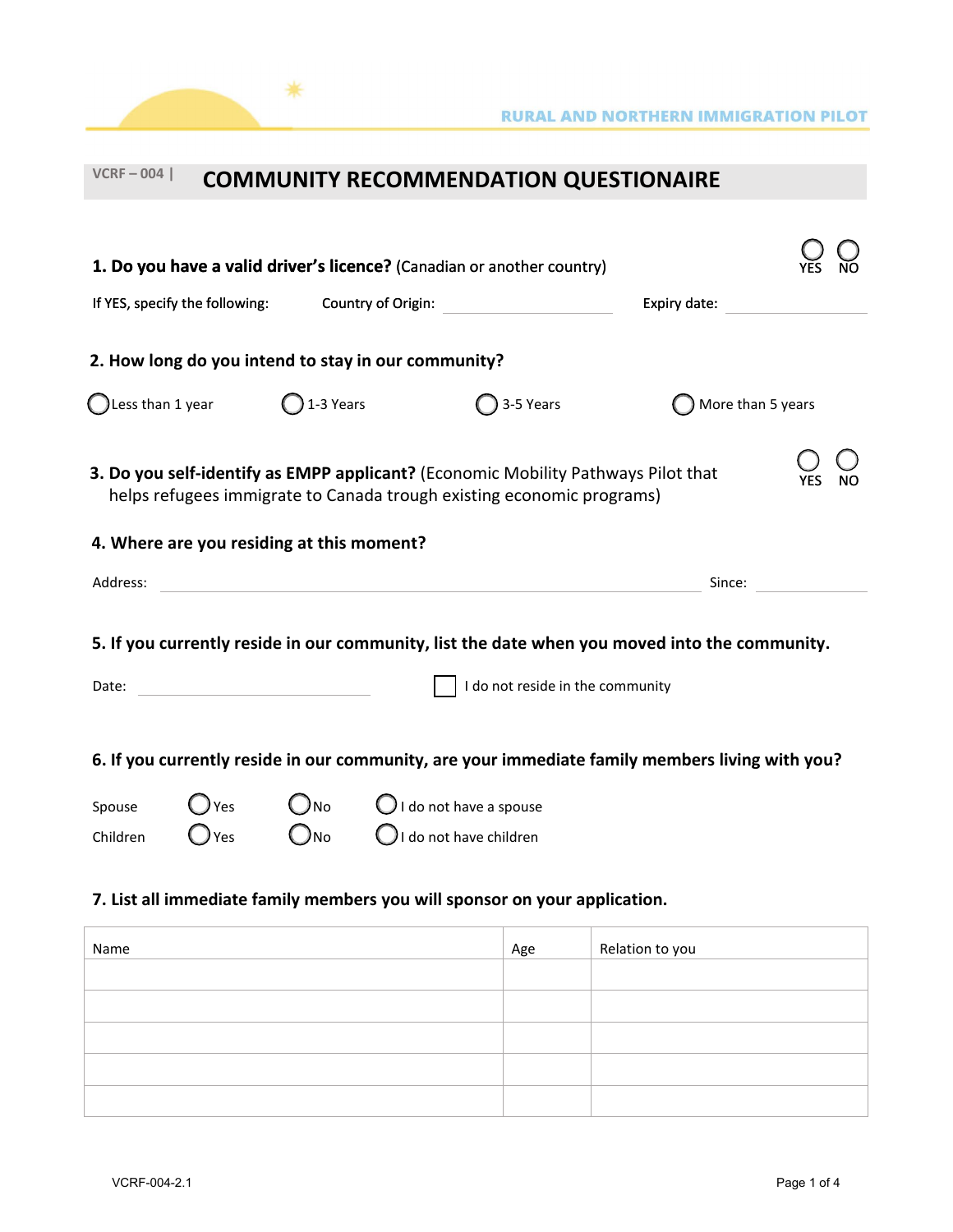RURAL AND NORTHERN IMMIGRATION PILOT

# VCRF – 004 | COMMUNITY RECOMMENDATION QUESTIONAIRE

**1. Do you have a valid driver's licence?** (Canadian or another country) ◯ YES ◯ NO

If YES, specify the following: Country of Origin: ____________ Expiry date: ____________

**2. How long do you intend to stay in our community?**

◯ Less than 1 year ◯ 1-3 Years ◯ 3-5 Years ◯ More than 5 years

**3. Do you self-identify as EMPP applicant?** (Economic Mobility Pathways Pilot that helps refugees immigrate to Canada trough existing economic programs) ◯ YES ◯ NO

**4. Where are you residing at this moment?**

Address: ____________________________ Since: ____________

**5. If you currently reside in our community, list the date when you moved into the community.**

Date: ____________ ☐ I do not reside in the community

**6. If you currently reside in our community, are your immediate family members living with you?**

Spouse ◯ Yes ◯ No ◯ I do not have a spouse

Children ◯ Yes ◯ No ◯ I do not have children

**7. List all immediate family members you will sponsor on your application.**

| Name | Age | Relation to you |
|---|---|---|
| | | |
| | | |
| | | |
| | | |
| | | |

VCRF-004-2.1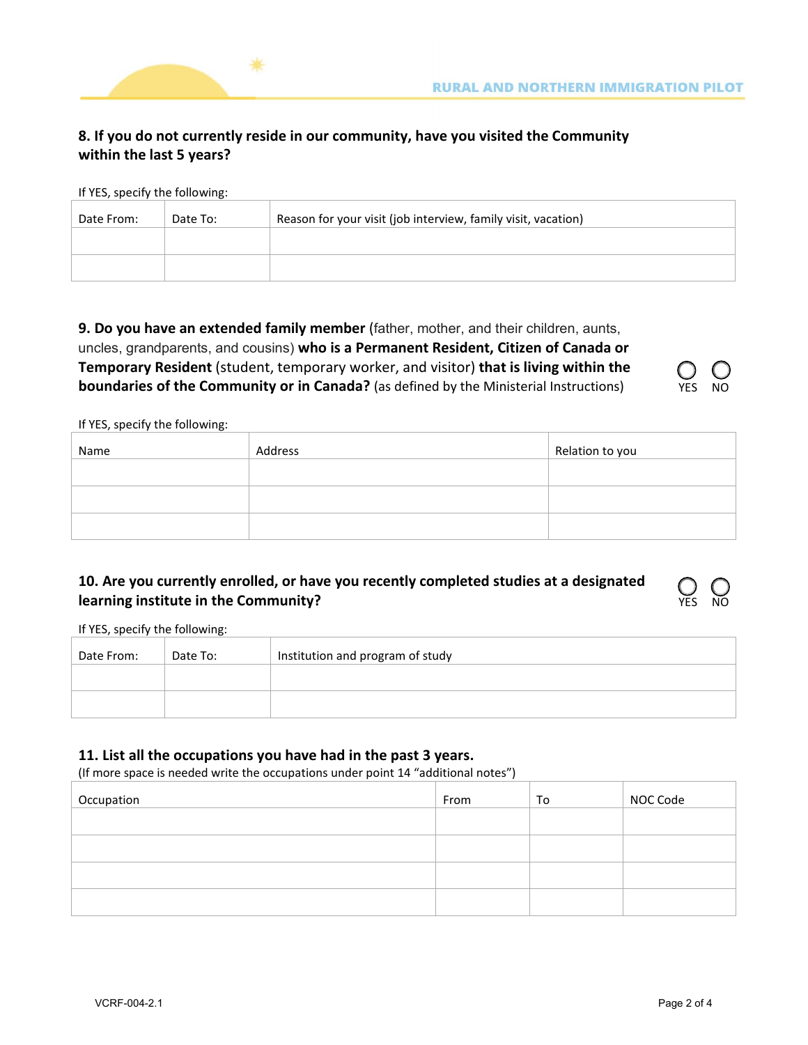### 8. If you do not currently reside in our community, have you visited the Community within the last 5 years?

If YES, specify the following:

| Date From: | Date To: | Reason for your visit (job interview, family visit, vacation) |
| --- | --- | --- |
| | | |
| | | |

### 9. Do you have an extended family member (father, mother, and their children, aunts, uncles, grandparents, and cousins) who is a Permanent Resident, Citizen of Canada or Temporary Resident (student, temporary worker, and visitor) that is living within the boundaries of the Community or in Canada? (as defined by the Ministerial Instructions)

○ YES ○ NO

If YES, specify the following:

| Name | Address | Relation to you |
| --- | --- | --- |
| | | |
| | | |
| | | |

### 10. Are you currently enrolled, or have you recently completed studies at a designated learning institute in the Community?

○ YES ○ NO

If YES, specify the following:

| Date From: | Date To: | Institution and program of study |
| --- | --- | --- |
| | | |
| | | |

### 11. List all the occupations you have had in the past 3 years.

(If more space is needed write the occupations under point 14 “additional notes”)

| Occupation | From | To | NOC Code |
| --- | --- | --- | --- |
| | | | |
| | | | |
| | | | |
| | | | |

VCRF-004-2.1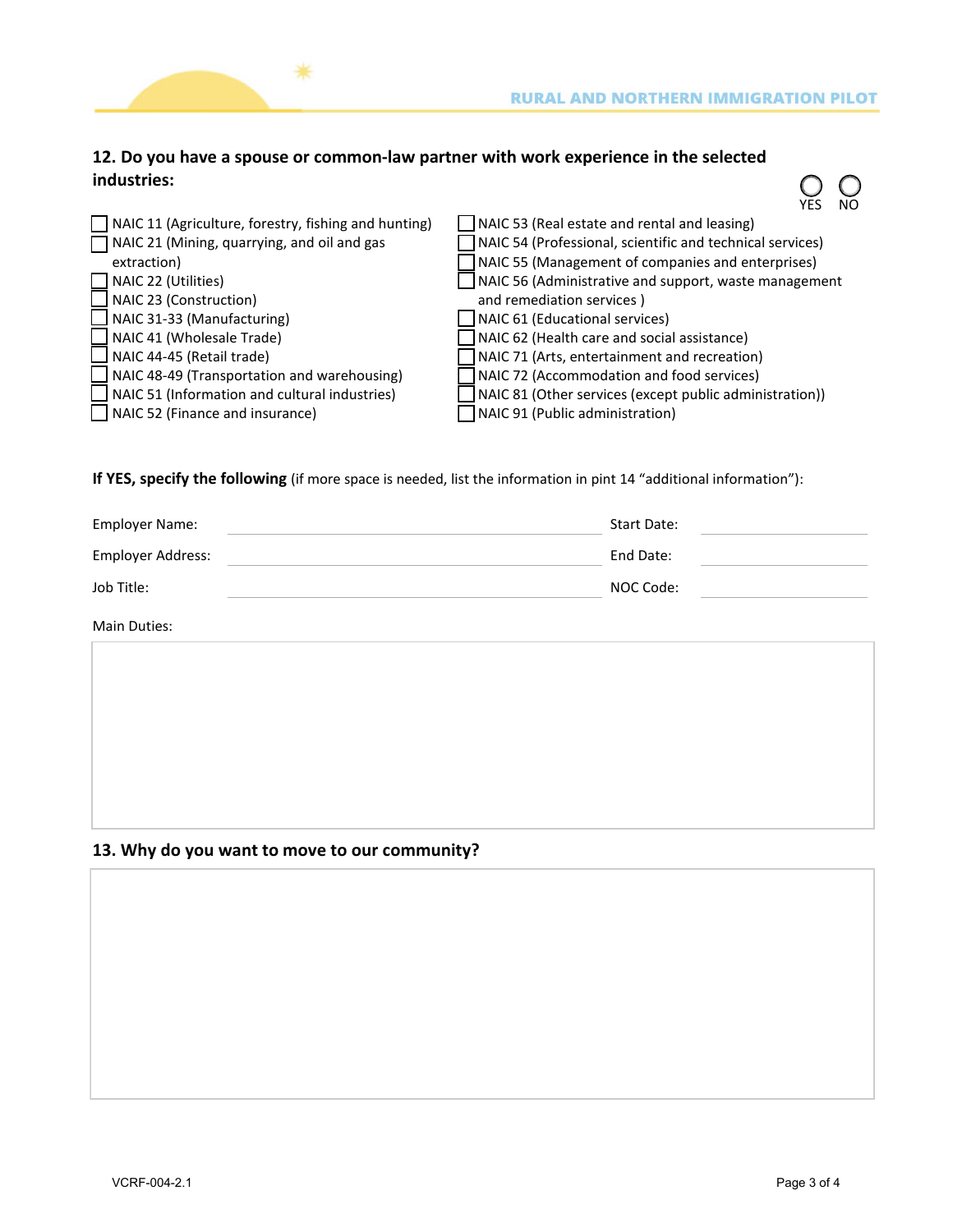## 12. Do you have a spouse or common-law partner with work experience in the selected industries:

○ YES ○ NO

- ☐ NAIC 11 (Agriculture, forestry, fishing and hunting)
- ☐ NAIC 21 (Mining, quarrying, and oil and gas extraction)
- ☐ NAIC 22 (Utilities)
- ☐ NAIC 23 (Construction)
- ☐ NAIC 31-33 (Manufacturing)
- ☐ NAIC 41 (Wholesale Trade)
- ☐ NAIC 44-45 (Retail trade)
- ☐ NAIC 48-49 (Transportation and warehousing)
- ☐ NAIC 51 (Information and cultural industries)
- ☐ NAIC 52 (Finance and insurance)
- ☐ NAIC 53 (Real estate and rental and leasing)
- ☐ NAIC 54 (Professional, scientific and technical services)
- ☐ NAIC 55 (Management of companies and enterprises)
- ☐ NAIC 56 (Administrative and support, waste management and remediation services )
- ☐ NAIC 61 (Educational services)
- ☐ NAIC 62 (Health care and social assistance)
- ☐ NAIC 71 (Arts, entertainment and recreation)
- ☐ NAIC 72 (Accommodation and food services)
- ☐ NAIC 81 (Other services (except public administration))
- ☐ NAIC 91 (Public administration)

**If YES, specify the following** (if more space is needed, list the information in pint 14 “additional information”):

Employer Name: ____________________ Start Date: ____________

Employer Address: ____________________ End Date: ____________

Job Title: ____________________ NOC Code: ____________

Main Duties:

## 13. Why do you want to move to our community?

VCRF-004-2.1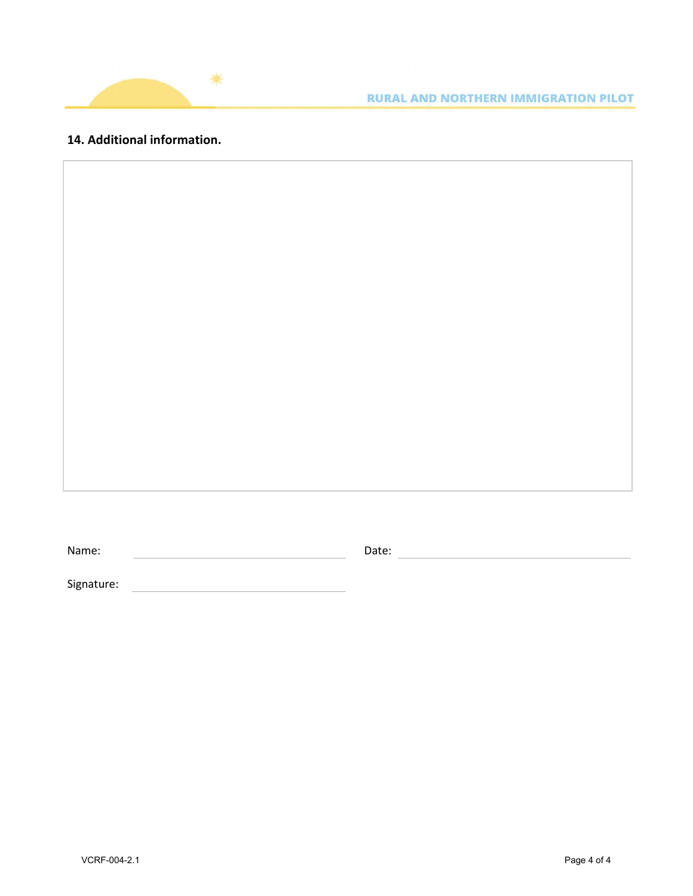## 14. Additional information.

| |
|---|
| |

Name: ______________________ Date: ______________________

Signature: ______________________